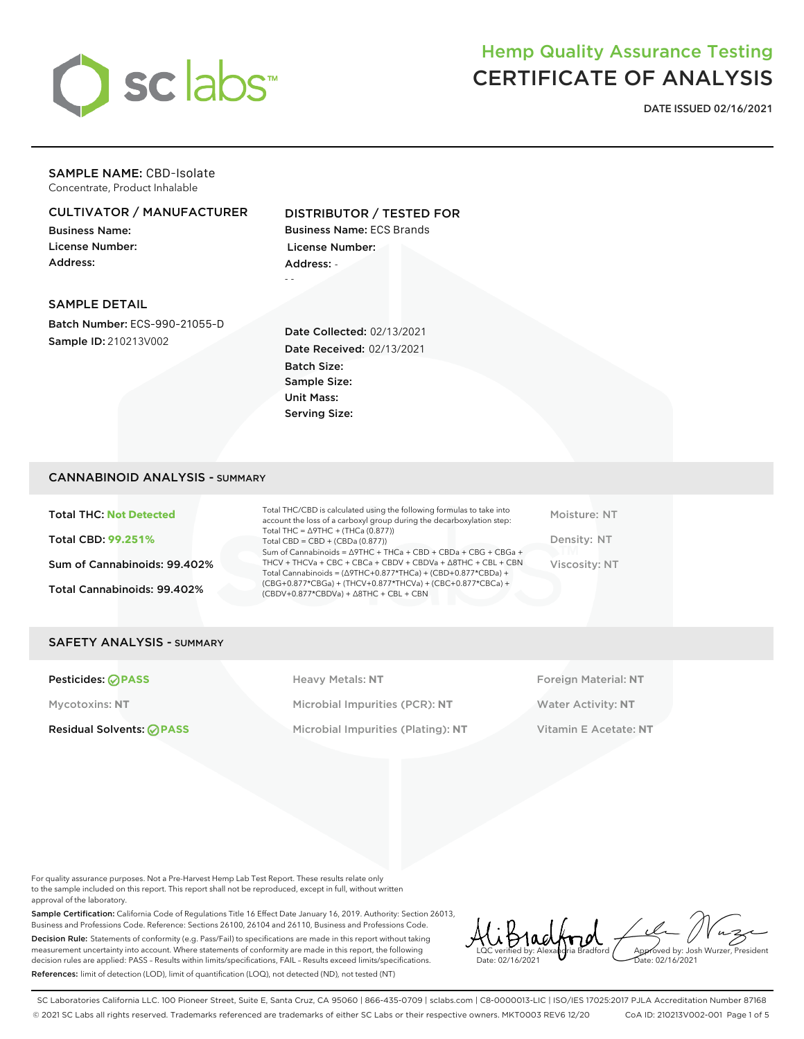# Hemp Quality Assurance Testing
# CERTIFICATE OF ANALYSIS

**DATE ISSUED 02/16/2021**

**SAMPLE NAME:** CBD-Isolate
Concentrate, Product Inhalable

## CULTIVATOR / MANUFACTURER

**Business Name:**
**License Number:**
**Address:**

## DISTRIBUTOR / TESTED FOR

**Business Name:** ECS Brands
**License Number:**
**Address:** -
- -

## SAMPLE DETAIL

**Batch Number:** ECS-990-21055-D
**Sample ID:** 210213V002

**Date Collected:** 02/13/2021
**Date Received:** 02/13/2021
**Batch Size:**
**Sample Size:**
**Unit Mass:**
**Serving Size:**

## CANNABINOID ANALYSIS - SUMMARY

**Total THC:** Not Detected

**Total CBD:** 99.251%

**Sum of Cannabinoids:** 99.402%

**Total Cannabinoids:** 99.402%

Total THC/CBD is calculated using the following formulas to take into account the loss of a carboxyl group during the decarboxylation step:
Total THC = Δ9THC + (THCa (0.877))
Total CBD = CBD + (CBDa (0.877))
Sum of Cannabinoids = Δ9THC + THCa + CBD + CBDa + CBG + CBGa + THCV + THCVa + CBC + CBCa + CBDV + CBDVa + Δ8THC + CBL + CBN
Total Cannabinoids = (Δ9THC+0.877*THCa) + (CBD+0.877*CBDa) + (CBG+0.877*CBGa) + (THCV+0.877*THCVa) + (CBC+0.877*CBCa) + (CBDV+0.877*CBDVa) + Δ8THC + CBL + CBN

Moisture: NT

Density: NT

Viscosity: NT

## SAFETY ANALYSIS - SUMMARY

| | | |
|---|---|---|
| Pesticides: PASS | Heavy Metals: NT | Foreign Material: NT |
| Mycotoxins: NT | Microbial Impurities (PCR): NT | Water Activity: NT |
| Residual Solvents: PASS | Microbial Impurities (Plating): NT | Vitamin E Acetate: NT |

For quality assurance purposes. Not a Pre-Harvest Hemp Lab Test Report. These results relate only to the sample included on this report. This report shall not be reproduced, except in full, without written approval of the laboratory.

**Sample Certification:** California Code of Regulations Title 16 Effect Date January 16, 2019. Authority: Section 26013, Business and Professions Code. Reference: Sections 26100, 26104 and 26110, Business and Professions Code.

**Decision Rule:** Statements of conformity (e.g. Pass/Fail) to specifications are made in this report without taking measurement uncertainty into account. Where statements of conformity are made in this report, the following decision rules are applied: PASS – Results within limits/specifications, FAIL – Results exceed limits/specifications.

**References:** limit of detection (LOD), limit of quantification (LOQ), not detected (ND), not tested (NT)

LQC verified by: Alexandria Bradford
Date: 02/16/2021

Approved by: Josh Wurzer, President
Date: 02/16/2021

SC Laboratories California LLC. 100 Pioneer Street, Suite E, Santa Cruz, CA 95060 | 866-435-0709 | sclabs.com | C8-0000013-LIC | ISO/IES 17025:2017 PJLA Accreditation Number 87168
© 2021 SC Labs all rights reserved. Trademarks referenced are trademarks of either SC Labs or their respective owners. MKT0003 REV6 12/20 CoA ID: 210213V002-001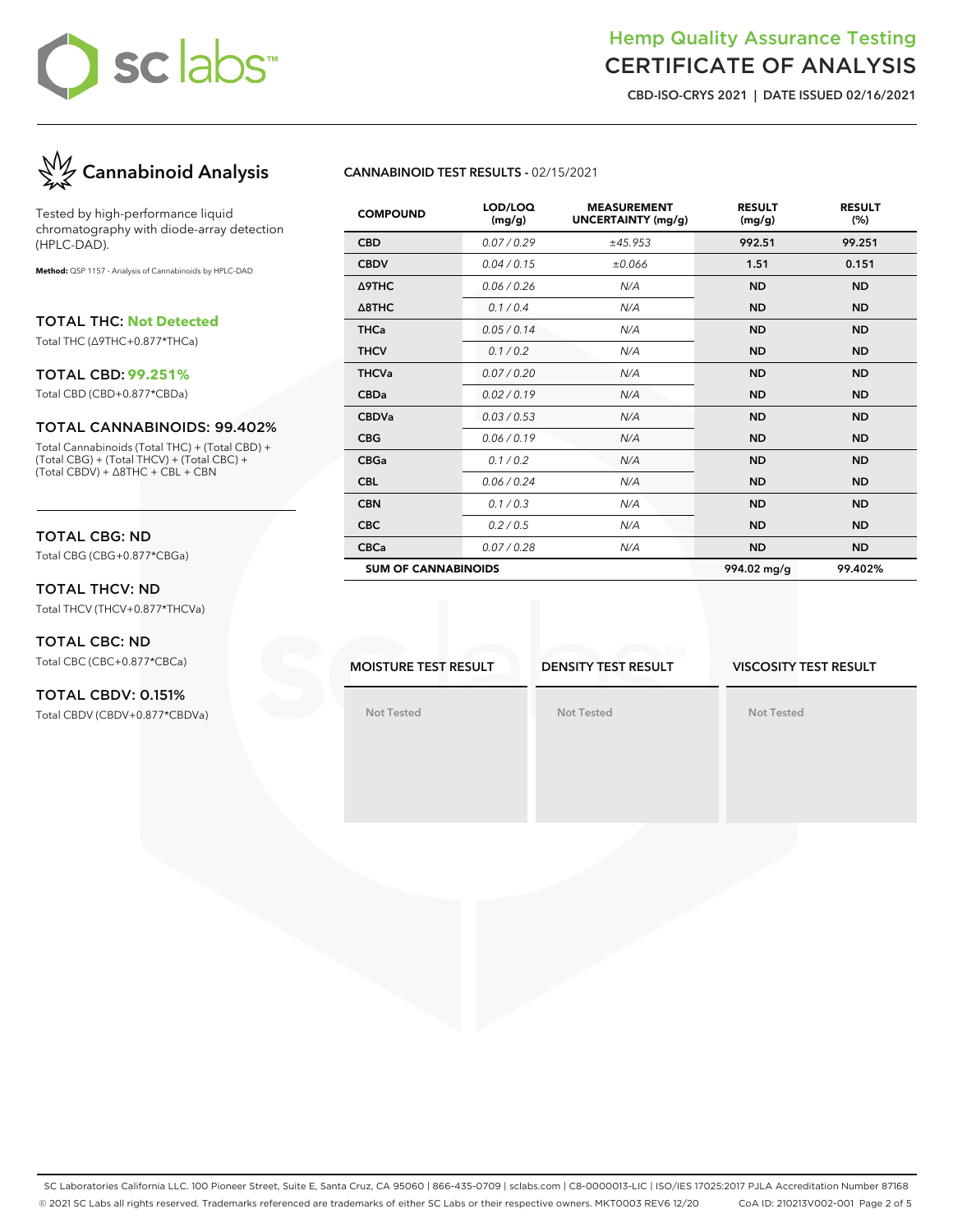# Hemp Quality Assurance Testing
## CERTIFICATE OF ANALYSIS

**CBD-ISO-CRYS 2021 | DATE ISSUED 02/16/2021**

## Cannabinoid Analysis

Tested by high-performance liquid chromatography with diode-array detection (HPLC-DAD).

**Method:** QSP 1157 - Analysis of Cannabinoids by HPLC-DAD

### TOTAL THC: Not Detected

Total THC (Δ9THC+0.877*THCa)

### TOTAL CBD: 99.251%

Total CBD (CBD+0.877*CBDa)

### TOTAL CANNABINOIDS: 99.402%

Total Cannabinoids (Total THC) + (Total CBD) + (Total CBG) + (Total THCV) + (Total CBC) + (Total CBDV) + Δ8THC + CBL + CBN

### TOTAL CBG: ND

Total CBG (CBG+0.877*CBGa)

### TOTAL THCV: ND

Total THCV (THCV+0.877*THCVa)

### TOTAL CBC: ND

Total CBC (CBC+0.877*CBCa)

### TOTAL CBDV: 0.151%

Total CBDV (CBDV+0.877*CBDVa)

**CANNABINOID TEST RESULTS -** 02/15/2021

| COMPOUND | LOD/LOQ (mg/g) | MEASUREMENT UNCERTAINTY (mg/g) | RESULT (mg/g) | RESULT (%) |
|---|---|---|---|---|
| CBD | 0.07 / 0.29 | ±45.953 | 992.51 | 99.251 |
| CBDV | 0.04 / 0.15 | ±0.066 | 1.51 | 0.151 |
| Δ9THC | 0.06 / 0.26 | N/A | ND | ND |
| Δ8THC | 0.1 / 0.4 | N/A | ND | ND |
| THCa | 0.05 / 0.14 | N/A | ND | ND |
| THCV | 0.1 / 0.2 | N/A | ND | ND |
| THCVa | 0.07 / 0.20 | N/A | ND | ND |
| CBDa | 0.02 / 0.19 | N/A | ND | ND |
| CBDVa | 0.03 / 0.53 | N/A | ND | ND |
| CBG | 0.06 / 0.19 | N/A | ND | ND |
| CBGa | 0.1 / 0.2 | N/A | ND | ND |
| CBL | 0.06 / 0.24 | N/A | ND | ND |
| CBN | 0.1 / 0.3 | N/A | ND | ND |
| CBC | 0.2 / 0.5 | N/A | ND | ND |
| CBCa | 0.07 / 0.28 | N/A | ND | ND |
| **SUM OF CANNABINOIDS** | | | 994.02 mg/g | 99.402% |

| MOISTURE TEST RESULT | DENSITY TEST RESULT | VISCOSITY TEST RESULT |
|---|---|---|
| Not Tested | Not Tested | Not Tested |

SC Laboratories California LLC. 100 Pioneer Street, Suite E, Santa Cruz, CA 95060 | 866-435-0709 | sclabs.com | C8-0000013-LIC | ISO/IES 17025:2017 PJLA Accreditation Number 87168
© 2021 SC Labs all rights reserved. Trademarks referenced are trademarks of either SC Labs or their respective owners. MKT0003 REV6 12/20 CoA ID: 210213V002-001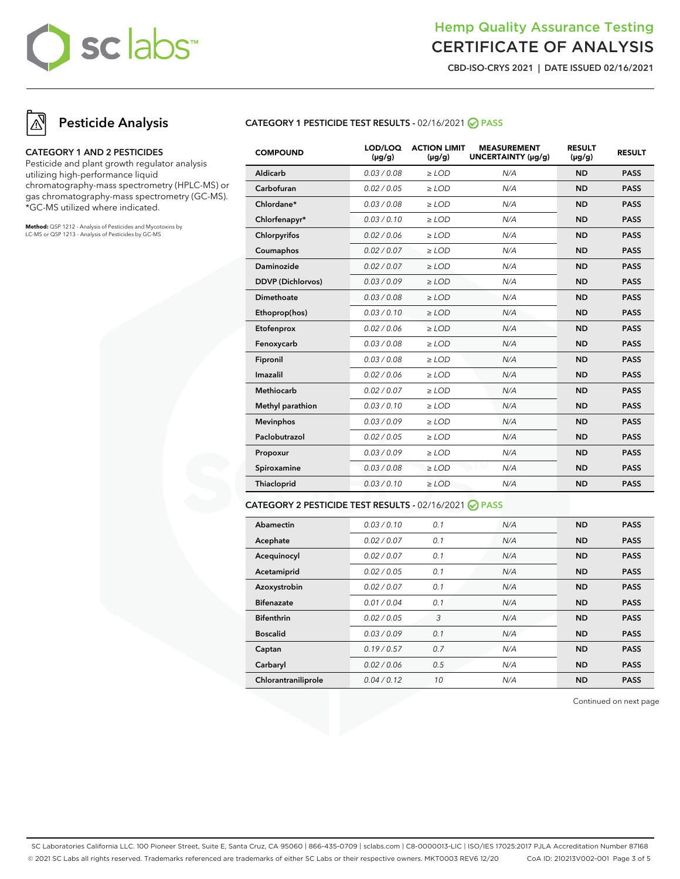# Hemp Quality Assurance Testing
# CERTIFICATE OF ANALYSIS

**CBD-ISO-CRYS 2021 | DATE ISSUED 02/16/2021**

## Pesticide Analysis

**CATEGORY 1 AND 2 PESTICIDES**

Pesticide and plant growth regulator analysis utilizing high-performance liquid chromatography-mass spectrometry (HPLC-MS) or gas chromatography-mass spectrometry (GC-MS). *GC-MS utilized where indicated.

**Method:** QSP 1212 - Analysis of Pesticides and Mycotoxins by LC-MS or QSP 1213 - Analysis of Pesticides by GC-MS

### CATEGORY 1 PESTICIDE TEST RESULTS - 02/16/2021 PASS

| COMPOUND | LOD/LOQ (μg/g) | ACTION LIMIT (μg/g) | MEASUREMENT UNCERTAINTY (μg/g) | RESULT (μg/g) | RESULT |
|---|---|---|---|---|---|
| Aldicarb | 0.03 / 0.08 | ≥ LOD | N/A | ND | PASS |
| Carbofuran | 0.02 / 0.05 | ≥ LOD | N/A | ND | PASS |
| Chlordane* | 0.03 / 0.08 | ≥ LOD | N/A | ND | PASS |
| Chlorfenapyr* | 0.03 / 0.10 | ≥ LOD | N/A | ND | PASS |
| Chlorpyrifos | 0.02 / 0.06 | ≥ LOD | N/A | ND | PASS |
| Coumaphos | 0.02 / 0.07 | ≥ LOD | N/A | ND | PASS |
| Daminozide | 0.02 / 0.07 | ≥ LOD | N/A | ND | PASS |
| DDVP (Dichlorvos) | 0.03 / 0.09 | ≥ LOD | N/A | ND | PASS |
| Dimethoate | 0.03 / 0.08 | ≥ LOD | N/A | ND | PASS |
| Ethoprop(hos) | 0.03 / 0.10 | ≥ LOD | N/A | ND | PASS |
| Etofenprox | 0.02 / 0.06 | ≥ LOD | N/A | ND | PASS |
| Fenoxycarb | 0.03 / 0.08 | ≥ LOD | N/A | ND | PASS |
| Fipronil | 0.03 / 0.08 | ≥ LOD | N/A | ND | PASS |
| Imazalil | 0.02 / 0.06 | ≥ LOD | N/A | ND | PASS |
| Methiocarb | 0.02 / 0.07 | ≥ LOD | N/A | ND | PASS |
| Methyl parathion | 0.03 / 0.10 | ≥ LOD | N/A | ND | PASS |
| Mevinphos | 0.03 / 0.09 | ≥ LOD | N/A | ND | PASS |
| Paclobutrazol | 0.02 / 0.05 | ≥ LOD | N/A | ND | PASS |
| Propoxur | 0.03 / 0.09 | ≥ LOD | N/A | ND | PASS |
| Spiroxamine | 0.03 / 0.08 | ≥ LOD | N/A | ND | PASS |
| Thiacloprid | 0.03 / 0.10 | ≥ LOD | N/A | ND | PASS |

### CATEGORY 2 PESTICIDE TEST RESULTS - 02/16/2021 PASS

| COMPOUND | LOD/LOQ (μg/g) | ACTION LIMIT (μg/g) | MEASUREMENT UNCERTAINTY (μg/g) | RESULT (μg/g) | RESULT |
|---|---|---|---|---|---|
| Abamectin | 0.03 / 0.10 | 0.1 | N/A | ND | PASS |
| Acephate | 0.02 / 0.07 | 0.1 | N/A | ND | PASS |
| Acequinocyl | 0.02 / 0.07 | 0.1 | N/A | ND | PASS |
| Acetamiprid | 0.02 / 0.05 | 0.1 | N/A | ND | PASS |
| Azoxystrobin | 0.02 / 0.07 | 0.1 | N/A | ND | PASS |
| Bifenazate | 0.01 / 0.04 | 0.1 | N/A | ND | PASS |
| Bifenthrin | 0.02 / 0.05 | 3 | N/A | ND | PASS |
| Boscalid | 0.03 / 0.09 | 0.1 | N/A | ND | PASS |
| Captan | 0.19 / 0.57 | 0.7 | N/A | ND | PASS |
| Carbaryl | 0.02 / 0.06 | 0.5 | N/A | ND | PASS |
| Chlorantraniliprole | 0.04 / 0.12 | 10 | N/A | ND | PASS |

Continued on next page

SC Laboratories California LLC. 100 Pioneer Street, Suite E, Santa Cruz, CA 95060 | 866-435-0709 | sclabs.com | C8-0000013-LIC | ISO/IES 17025:2017 PJLA Accreditation Number 87168
© 2021 SC Labs all rights reserved. Trademarks referenced are trademarks of either SC Labs or their respective owners. MKT0003 REV6 12/20 CoA ID: 210213V002-001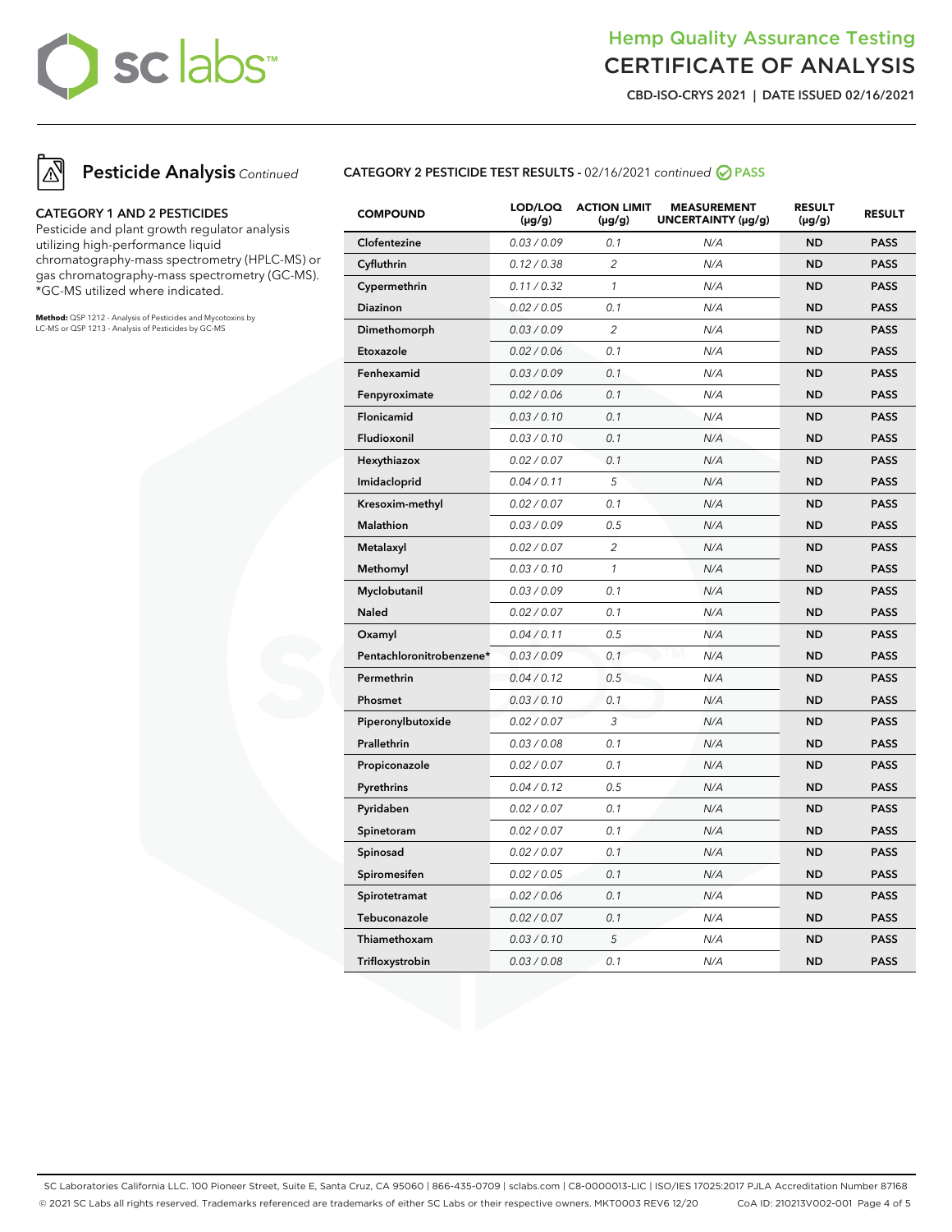# Hemp Quality Assurance Testing
# CERTIFICATE OF ANALYSIS

**CBD-ISO-CRYS 2021 | DATE ISSUED 02/16/2021**

## Pesticide Analysis *Continued*

**CATEGORY 1 AND 2 PESTICIDES**

Pesticide and plant growth regulator analysis utilizing high-performance liquid chromatography-mass spectrometry (HPLC-MS) or gas chromatography-mass spectrometry (GC-MS). *GC-MS utilized where indicated.

**Method:** QSP 1212 - Analysis of Pesticides and Mycotoxins by LC-MS or QSP 1213 - Analysis of Pesticides by GC-MS

**CATEGORY 2 PESTICIDE TEST RESULTS -** 02/16/2021 *continued* **PASS**

| COMPOUND | LOD/LOQ (µg/g) | ACTION LIMIT (µg/g) | MEASUREMENT UNCERTAINTY (µg/g) | RESULT (µg/g) | RESULT |
|---|---|---|---|---|---|
| Clofentezine | 0.03 / 0.09 | 0.1 | N/A | ND | PASS |
| Cyfluthrin | 0.12 / 0.38 | 2 | N/A | ND | PASS |
| Cypermethrin | 0.11 / 0.32 | 1 | N/A | ND | PASS |
| Diazinon | 0.02 / 0.05 | 0.1 | N/A | ND | PASS |
| Dimethomorph | 0.03 / 0.09 | 2 | N/A | ND | PASS |
| Etoxazole | 0.02 / 0.06 | 0.1 | N/A | ND | PASS |
| Fenhexamid | 0.03 / 0.09 | 0.1 | N/A | ND | PASS |
| Fenpyroximate | 0.02 / 0.06 | 0.1 | N/A | ND | PASS |
| Flonicamid | 0.03 / 0.10 | 0.1 | N/A | ND | PASS |
| Fludioxonil | 0.03 / 0.10 | 0.1 | N/A | ND | PASS |
| Hexythiazox | 0.02 / 0.07 | 0.1 | N/A | ND | PASS |
| Imidacloprid | 0.04 / 0.11 | 5 | N/A | ND | PASS |
| Kresoxim-methyl | 0.02 / 0.07 | 0.1 | N/A | ND | PASS |
| Malathion | 0.03 / 0.09 | 0.5 | N/A | ND | PASS |
| Metalaxyl | 0.02 / 0.07 | 2 | N/A | ND | PASS |
| Methomyl | 0.03 / 0.10 | 1 | N/A | ND | PASS |
| Myclobutanil | 0.03 / 0.09 | 0.1 | N/A | ND | PASS |
| Naled | 0.02 / 0.07 | 0.1 | N/A | ND | PASS |
| Oxamyl | 0.04 / 0.11 | 0.5 | N/A | ND | PASS |
| Pentachloronitrobenzene* | 0.03 / 0.09 | 0.1 | N/A | ND | PASS |
| Permethrin | 0.04 / 0.12 | 0.5 | N/A | ND | PASS |
| Phosmet | 0.03 / 0.10 | 0.1 | N/A | ND | PASS |
| Piperonylbutoxide | 0.02 / 0.07 | 3 | N/A | ND | PASS |
| Prallethrin | 0.03 / 0.08 | 0.1 | N/A | ND | PASS |
| Propiconazole | 0.02 / 0.07 | 0.1 | N/A | ND | PASS |
| Pyrethrins | 0.04 / 0.12 | 0.5 | N/A | ND | PASS |
| Pyridaben | 0.02 / 0.07 | 0.1 | N/A | ND | PASS |
| Spinetoram | 0.02 / 0.07 | 0.1 | N/A | ND | PASS |
| Spinosad | 0.02 / 0.07 | 0.1 | N/A | ND | PASS |
| Spiromesifen | 0.02 / 0.05 | 0.1 | N/A | ND | PASS |
| Spirotetramat | 0.02 / 0.06 | 0.1 | N/A | ND | PASS |
| Tebuconazole | 0.02 / 0.07 | 0.1 | N/A | ND | PASS |
| Thiamethoxam | 0.03 / 0.10 | 5 | N/A | ND | PASS |
| Trifloxystrobin | 0.03 / 0.08 | 0.1 | N/A | ND | PASS |

SC Laboratories California LLC. 100 Pioneer Street, Suite E, Santa Cruz, CA 95060 | 866-435-0709 | sclabs.com | C8-0000013-LIC | ISO/IES 17025:2017 PJLA Accreditation Number 87168
© 2021 SC Labs all rights reserved. Trademarks referenced are trademarks of either SC Labs or their respective owners. MKT0003 REV6 12/20 CoA ID: 210213V002-001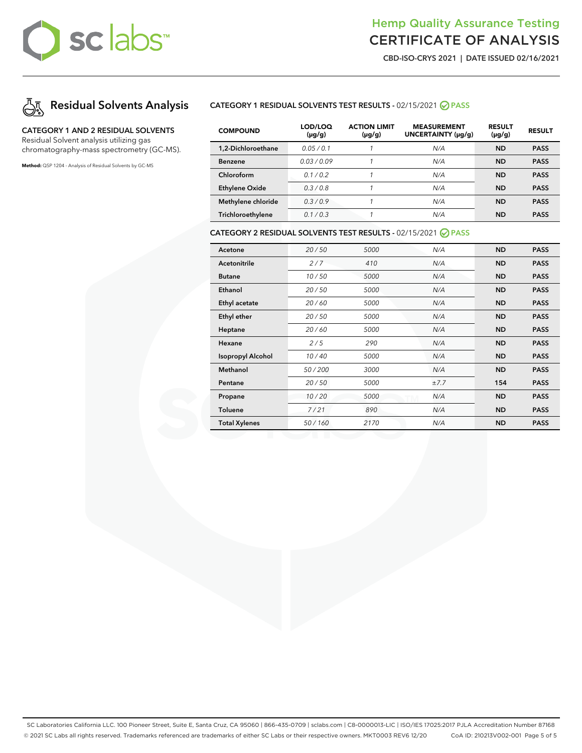Hemp Quality Assurance Testing

# CERTIFICATE OF ANALYSIS

**CBD-ISO-CRYS 2021 | DATE ISSUED 02/16/2021**

## Residual Solvents Analysis

**CATEGORY 1 AND 2 RESIDUAL SOLVENTS**

Residual Solvent analysis utilizing gas chromatography-mass spectrometry (GC-MS).

**Method:** QSP 1204 - Analysis of Residual Solvents by GC-MS

### CATEGORY 1 RESIDUAL SOLVENTS TEST RESULTS - 02/15/2021 PASS

| COMPOUND | LOD/LOQ (µg/g) | ACTION LIMIT (µg/g) | MEASUREMENT UNCERTAINTY (µg/g) | RESULT (µg/g) | RESULT |
|---|---|---|---|---|---|
| 1,2-Dichloroethane | 0.05 / 0.1 | 1 | N/A | ND | PASS |
| Benzene | 0.03 / 0.09 | 1 | N/A | ND | PASS |
| Chloroform | 0.1 / 0.2 | 1 | N/A | ND | PASS |
| Ethylene Oxide | 0.3 / 0.8 | 1 | N/A | ND | PASS |
| Methylene chloride | 0.3 / 0.9 | 1 | N/A | ND | PASS |
| Trichloroethylene | 0.1 / 0.3 | 1 | N/A | ND | PASS |

### CATEGORY 2 RESIDUAL SOLVENTS TEST RESULTS - 02/15/2021 PASS

| COMPOUND | LOD/LOQ (µg/g) | ACTION LIMIT (µg/g) | MEASUREMENT UNCERTAINTY (µg/g) | RESULT (µg/g) | RESULT |
|---|---|---|---|---|---|
| Acetone | 20 / 50 | 5000 | N/A | ND | PASS |
| Acetonitrile | 2 / 7 | 410 | N/A | ND | PASS |
| Butane | 10 / 50 | 5000 | N/A | ND | PASS |
| Ethanol | 20 / 50 | 5000 | N/A | ND | PASS |
| Ethyl acetate | 20 / 60 | 5000 | N/A | ND | PASS |
| Ethyl ether | 20 / 50 | 5000 | N/A | ND | PASS |
| Heptane | 20 / 60 | 5000 | N/A | ND | PASS |
| Hexane | 2 / 5 | 290 | N/A | ND | PASS |
| Isopropyl Alcohol | 10 / 40 | 5000 | N/A | ND | PASS |
| Methanol | 50 / 200 | 3000 | N/A | ND | PASS |
| Pentane | 20 / 50 | 5000 | ±7.7 | 154 | PASS |
| Propane | 10 / 20 | 5000 | N/A | ND | PASS |
| Toluene | 7 / 21 | 890 | N/A | ND | PASS |
| Total Xylenes | 50 / 160 | 2170 | N/A | ND | PASS |

SC Laboratories California LLC. 100 Pioneer Street, Suite E, Santa Cruz, CA 95060 | 866-435-0709 | sclabs.com | C8-0000013-LIC | ISO/IES 17025:2017 PJLA Accreditation Number 87168

© 2021 SC Labs all rights reserved. Trademarks referenced are trademarks of either SC Labs or their respective owners. MKT0003 REV6 12/20 CoA ID: 210213V002-001